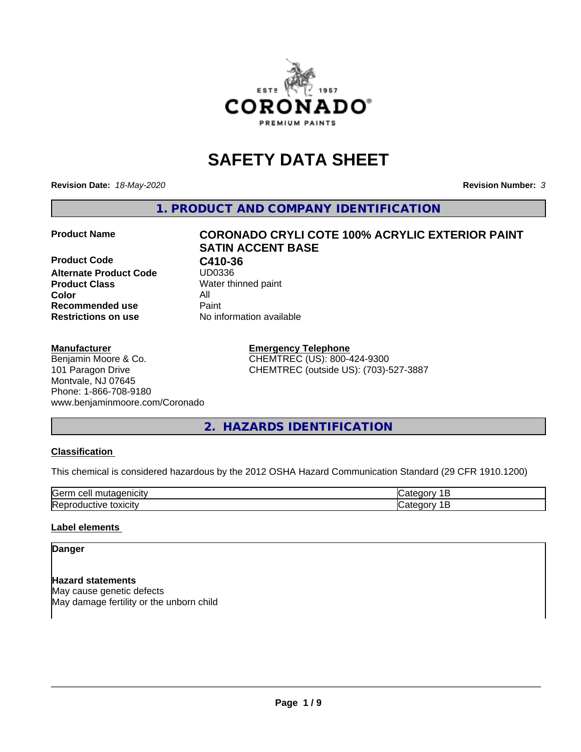# SAFETY DATA SHEET

**Revision Date:** *18-May-2020* **Revision Number:** *3*

## 1. PRODUCT AND COMPANY IDENTIFICATION

| | |
|---|---|
| **Product Name** | **CORONADO CRYLI COTE 100% ACRYLIC EXTERIOR PAINT SATIN ACCENT BASE** |
| **Product Code** | **C410-36** |
| **Alternate Product Code** | UD0336 |
| **Product Class** | Water thinned paint |
| **Color** | All |
| **Recommended use** | Paint |
| **Restrictions on use** | No information available |

**Manufacturer**
Benjamin Moore & Co.
101 Paragon Drive
Montvale, NJ 07645
Phone: 1-866-708-9180
www.benjaminmoore.com/Coronado

**Emergency Telephone**
CHEMTREC (US): 800-424-9300
CHEMTREC (outside US): (703)-527-3887

## 2. HAZARDS IDENTIFICATION

**Classification**

This chemical is considered hazardous by the 2012 OSHA Hazard Communication Standard (29 CFR 1910.1200)

| | |
|---|---|
| Germ cell mutagenicity | Category 1B |
| Reproductive toxicity | Category 1B |

**Label elements**

**Danger**

**Hazard statements**
May cause genetic defects
May damage fertility or the unborn child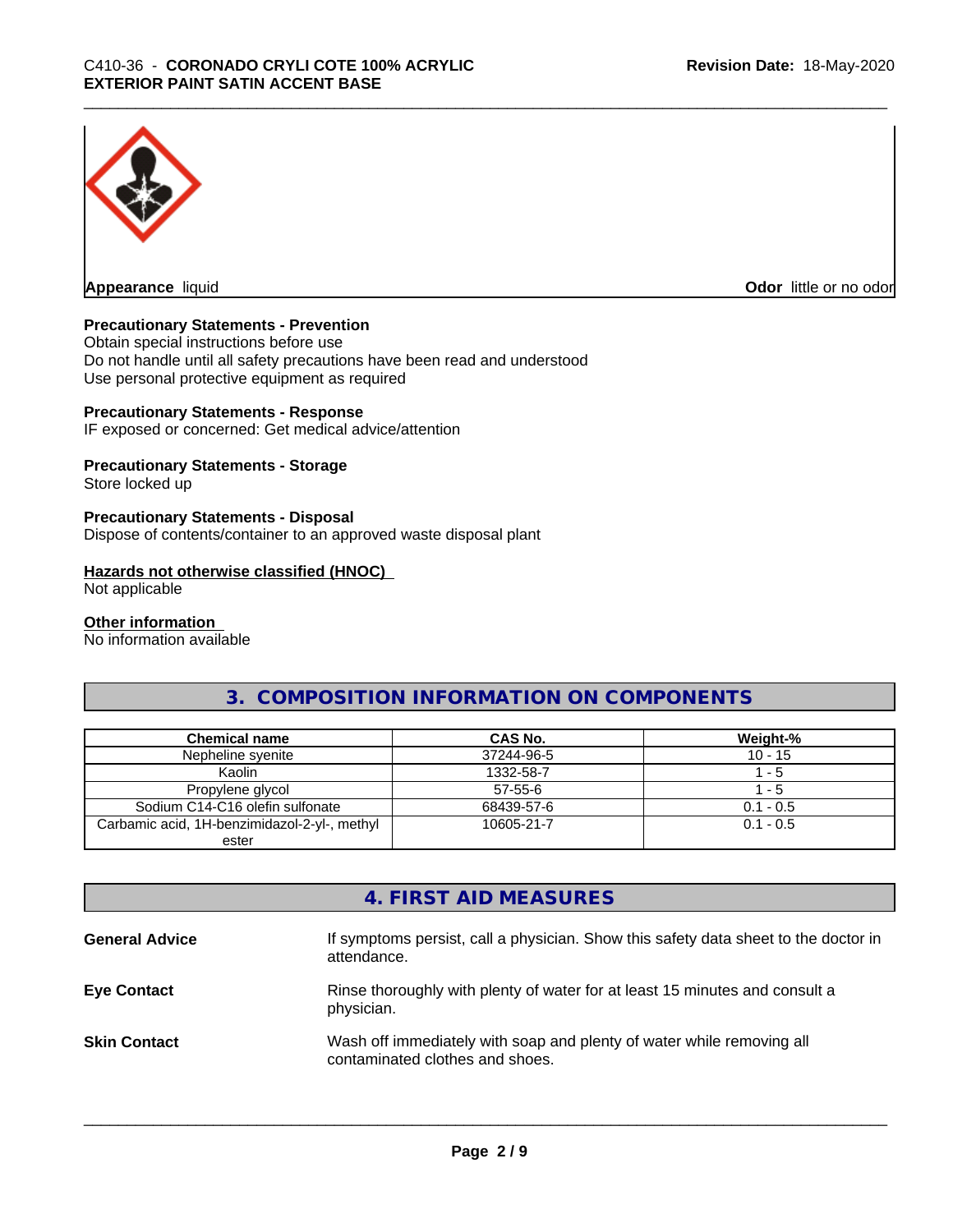**Appearance** liquid

**Odor** little or no odor

**Precautionary Statements - Prevention**
Obtain special instructions before use
Do not handle until all safety precautions have been read and understood
Use personal protective equipment as required

**Precautionary Statements - Response**
IF exposed or concerned: Get medical advice/attention

**Precautionary Statements - Storage**
Store locked up

**Precautionary Statements - Disposal**
Dispose of contents/container to an approved waste disposal plant

**Hazards not otherwise classified (HNOC)**
Not applicable

**Other information**
No information available

## 3. COMPOSITION INFORMATION ON COMPONENTS

| Chemical name | CAS No. | Weight-% |
| --- | --- | --- |
| Nepheline syenite | 37244-96-5 | 10 - 15 |
| Kaolin | 1332-58-7 | 1 - 5 |
| Propylene glycol | 57-55-6 | 1 - 5 |
| Sodium C14-C16 olefin sulfonate | 68439-57-6 | 0.1 - 0.5 |
| Carbamic acid, 1H-benzimidazol-2-yl-, methyl ester | 10605-21-7 | 0.1 - 0.5 |

## 4. FIRST AID MEASURES

**General Advice** If symptoms persist, call a physician. Show this safety data sheet to the doctor in attendance.

**Eye Contact** Rinse thoroughly with plenty of water for at least 15 minutes and consult a physician.

**Skin Contact** Wash off immediately with soap and plenty of water while removing all contaminated clothes and shoes.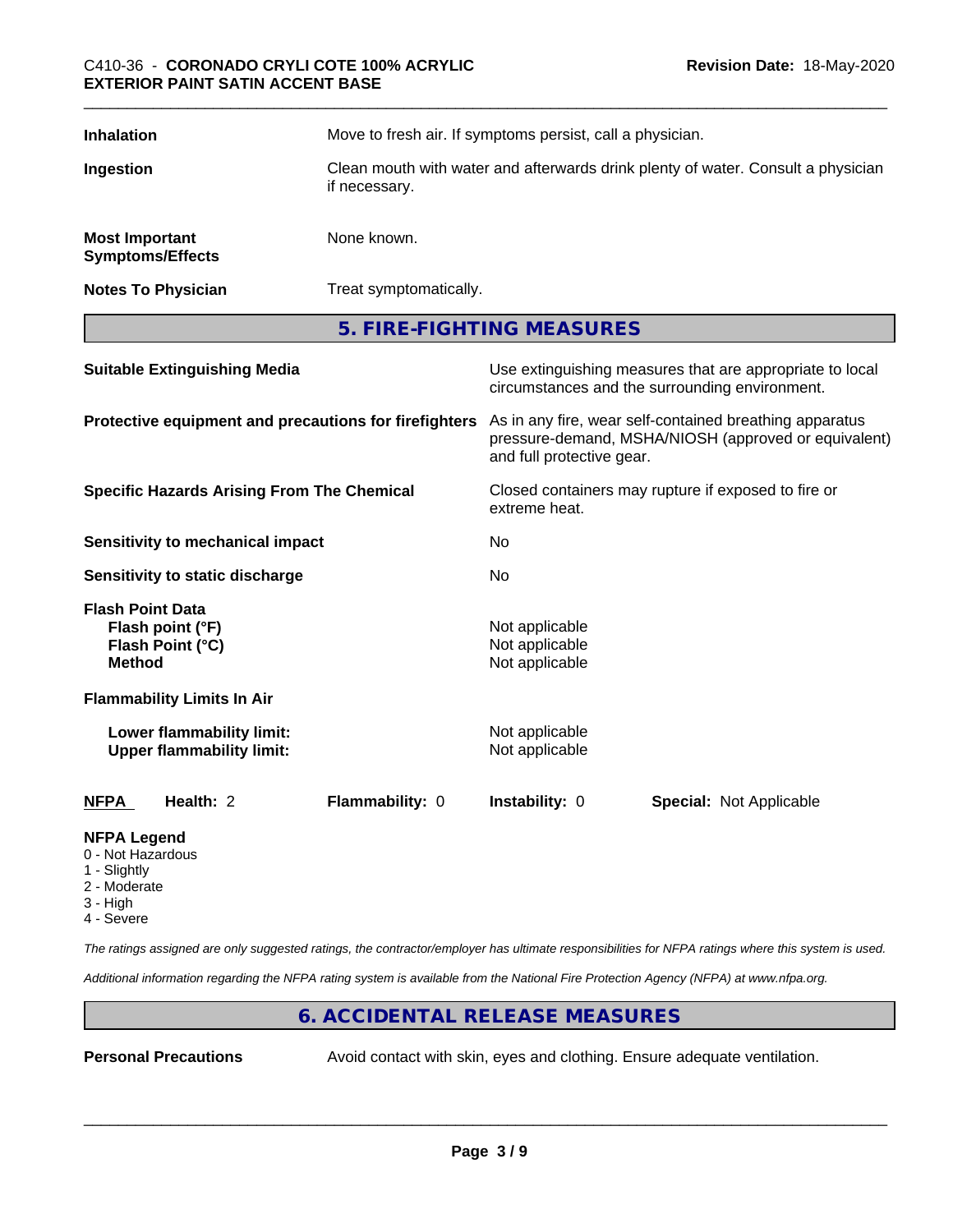| | |
|---|---|
| **Inhalation** | Move to fresh air. If symptoms persist, call a physician. |
| **Ingestion** | Clean mouth with water and afterwards drink plenty of water. Consult a physician if necessary. |
| **Most Important Symptoms/Effects** | None known. |
| **Notes To Physician** | Treat symptomatically. |

## 5. FIRE-FIGHTING MEASURES

| | |
|---|---|
| **Suitable Extinguishing Media** | Use extinguishing measures that are appropriate to local circumstances and the surrounding environment. |
| **Protective equipment and precautions for firefighters** | As in any fire, wear self-contained breathing apparatus pressure-demand, MSHA/NIOSH (approved or equivalent) and full protective gear. |
| **Specific Hazards Arising From The Chemical** | Closed containers may rupture if exposed to fire or extreme heat. |
| **Sensitivity to mechanical impact** | No |
| **Sensitivity to static discharge** | No |
| **Flash Point Data** | |
| **Flash point (°F)** | Not applicable |
| **Flash Point (°C)** | Not applicable |
| **Method** | Not applicable |
| **Flammability Limits In Air** | |
| **Lower flammability limit:** | Not applicable |
| **Upper flammability limit:** | Not applicable |

| **NFPA** | **Health:** 2 | **Flammability:** 0 | **Instability:** 0 | **Special:** Not Applicable |
|---|---|---|---|---|

**NFPA Legend**
- 0 - Not Hazardous
- 1 - Slightly
- 2 - Moderate
- 3 - High
- 4 - Severe

*The ratings assigned are only suggested ratings, the contractor/employer has ultimate responsibilities for NFPA ratings where this system is used.*

*Additional information regarding the NFPA rating system is available from the National Fire Protection Agency (NFPA) at www.nfpa.org.*

## 6. ACCIDENTAL RELEASE MEASURES

| | |
|---|---|
| **Personal Precautions** | Avoid contact with skin, eyes and clothing. Ensure adequate ventilation. |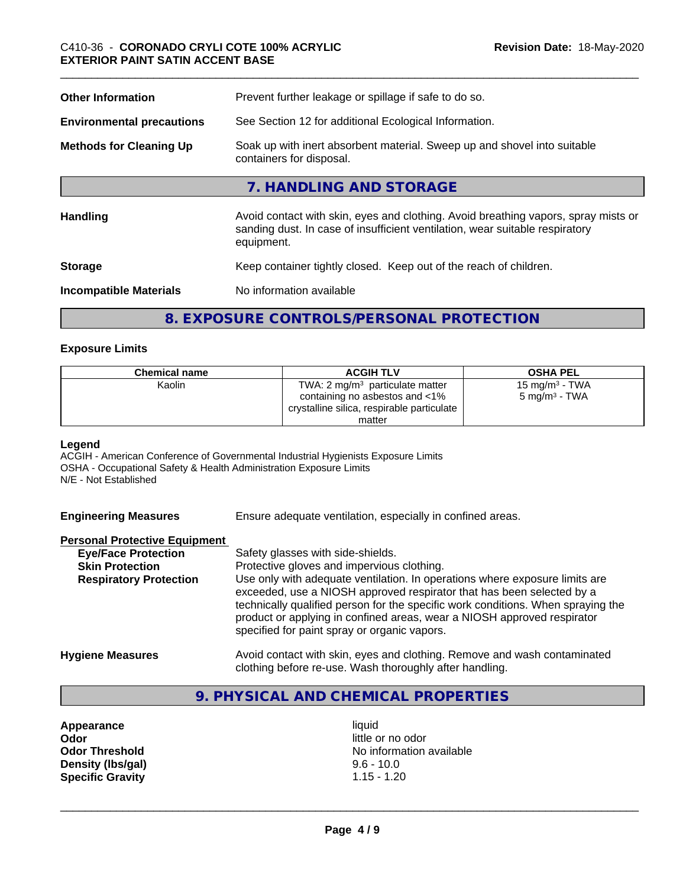**Other Information** Prevent further leakage or spillage if safe to do so.

**Environmental precautions** See Section 12 for additional Ecological Information.

**Methods for Cleaning Up** Soak up with inert absorbent material. Sweep up and shovel into suitable containers for disposal.

## 7. HANDLING AND STORAGE

**Handling** Avoid contact with skin, eyes and clothing. Avoid breathing vapors, spray mists or sanding dust. In case of insufficient ventilation, wear suitable respiratory equipment.

**Storage** Keep container tightly closed. Keep out of the reach of children.

**Incompatible Materials** No information available

## 8. EXPOSURE CONTROLS/PERSONAL PROTECTION

### Exposure Limits

| Chemical name | ACGIH TLV | OSHA PEL |
|---|---|---|
| Kaolin | TWA: 2 mg/m$^3$ particulate matter containing no asbestos and <1% crystalline silica, respirable particulate matter | 15 mg/m$^3$ - TWA<br>5 mg/m$^3$ - TWA |

**Legend**
ACGIH - American Conference of Governmental Industrial Hygienists Exposure Limits
OSHA - Occupational Safety & Health Administration Exposure Limits
N/E - Not Established

**Engineering Measures** Ensure adequate ventilation, especially in confined areas.

**Personal Protective Equipment**

**Eye/Face Protection** Safety glasses with side-shields.

**Skin Protection** Protective gloves and impervious clothing.

**Respiratory Protection** Use only with adequate ventilation. In operations where exposure limits are exceeded, use a NIOSH approved respirator that has been selected by a technically qualified person for the specific work conditions. When spraying the product or applying in confined areas, wear a NIOSH approved respirator specified for paint spray or organic vapors.

**Hygiene Measures** Avoid contact with skin, eyes and clothing. Remove and wash contaminated clothing before re-use. Wash thoroughly after handling.

## 9. PHYSICAL AND CHEMICAL PROPERTIES

**Appearance** liquid
**Odor** little or no odor
**Odor Threshold** No information available
**Density (lbs/gal)** 9.6 - 10.0
**Specific Gravity** 1.15 - 1.20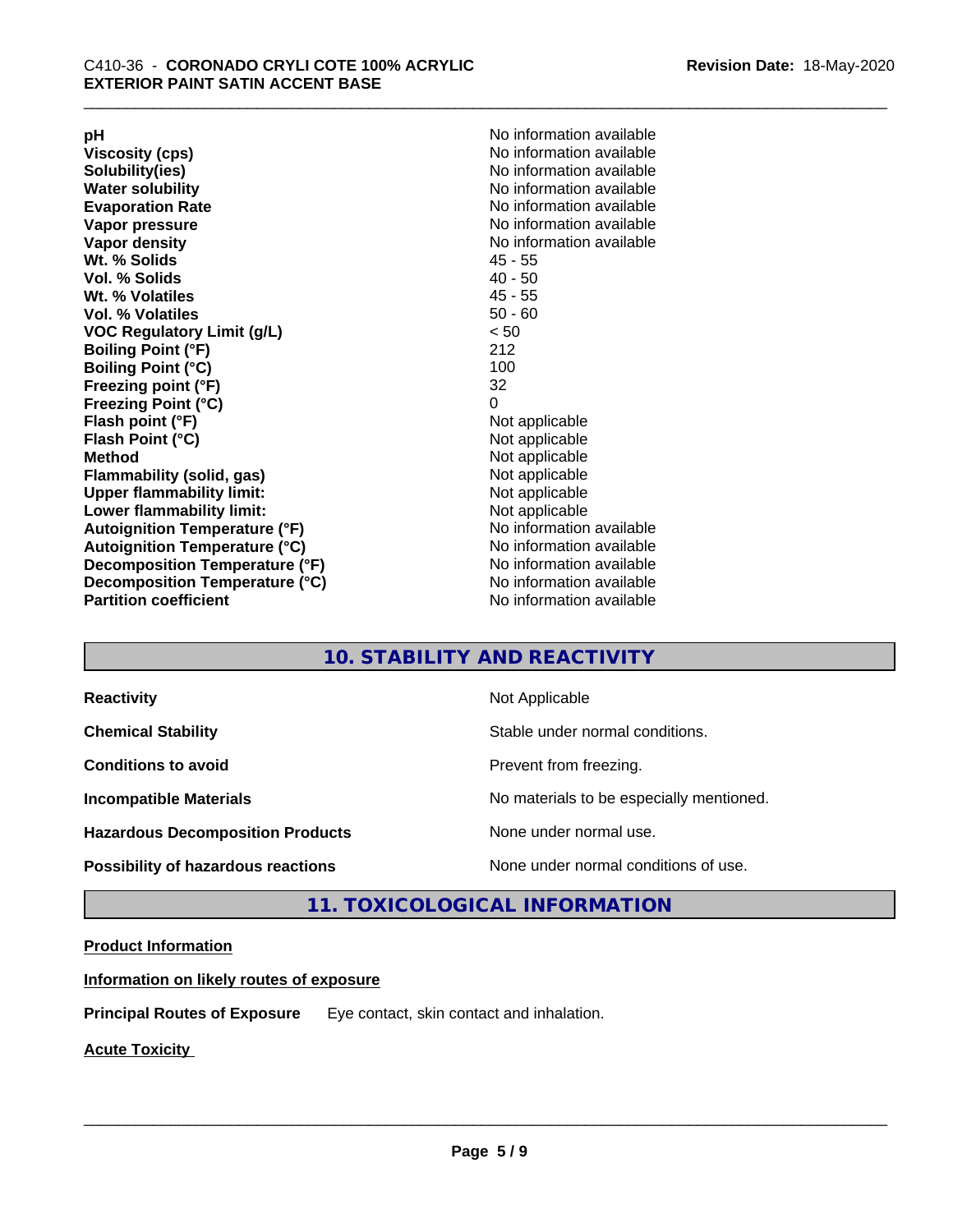| | |
|---|---|
| **pH** | No information available |
| **Viscosity (cps)** | No information available |
| **Solubility(ies)** | No information available |
| **Water solubility** | No information available |
| **Evaporation Rate** | No information available |
| **Vapor pressure** | No information available |
| **Vapor density** | No information available |
| **Wt. % Solids** | 45 - 55 |
| **Vol. % Solids** | 40 - 50 |
| **Wt. % Volatiles** | 45 - 55 |
| **Vol. % Volatiles** | 50 - 60 |
| **VOC Regulatory Limit (g/L)** | < 50 |
| **Boiling Point (°F)** | 212 |
| **Boiling Point (°C)** | 100 |
| **Freezing point (°F)** | 32 |
| **Freezing Point (°C)** | 0 |
| **Flash point (°F)** | Not applicable |
| **Flash Point (°C)** | Not applicable |
| **Method** | Not applicable |
| **Flammability (solid, gas)** | Not applicable |
| **Upper flammability limit:** | Not applicable |
| **Lower flammability limit:** | Not applicable |
| **Autoignition Temperature (°F)** | No information available |
| **Autoignition Temperature (°C)** | No information available |
| **Decomposition Temperature (°F)** | No information available |
| **Decomposition Temperature (°C)** | No information available |
| **Partition coefficient** | No information available |

## 10. STABILITY AND REACTIVITY

| | |
|---|---|
| **Reactivity** | Not Applicable |
| **Chemical Stability** | Stable under normal conditions. |
| **Conditions to avoid** | Prevent from freezing. |
| **Incompatible Materials** | No materials to be especially mentioned. |
| **Hazardous Decomposition Products** | None under normal use. |
| **Possibility of hazardous reactions** | None under normal conditions of use. |

## 11. TOXICOLOGICAL INFORMATION

**Product Information**

**Information on likely routes of exposure**

**Principal Routes of Exposure** Eye contact, skin contact and inhalation.

**Acute Toxicity**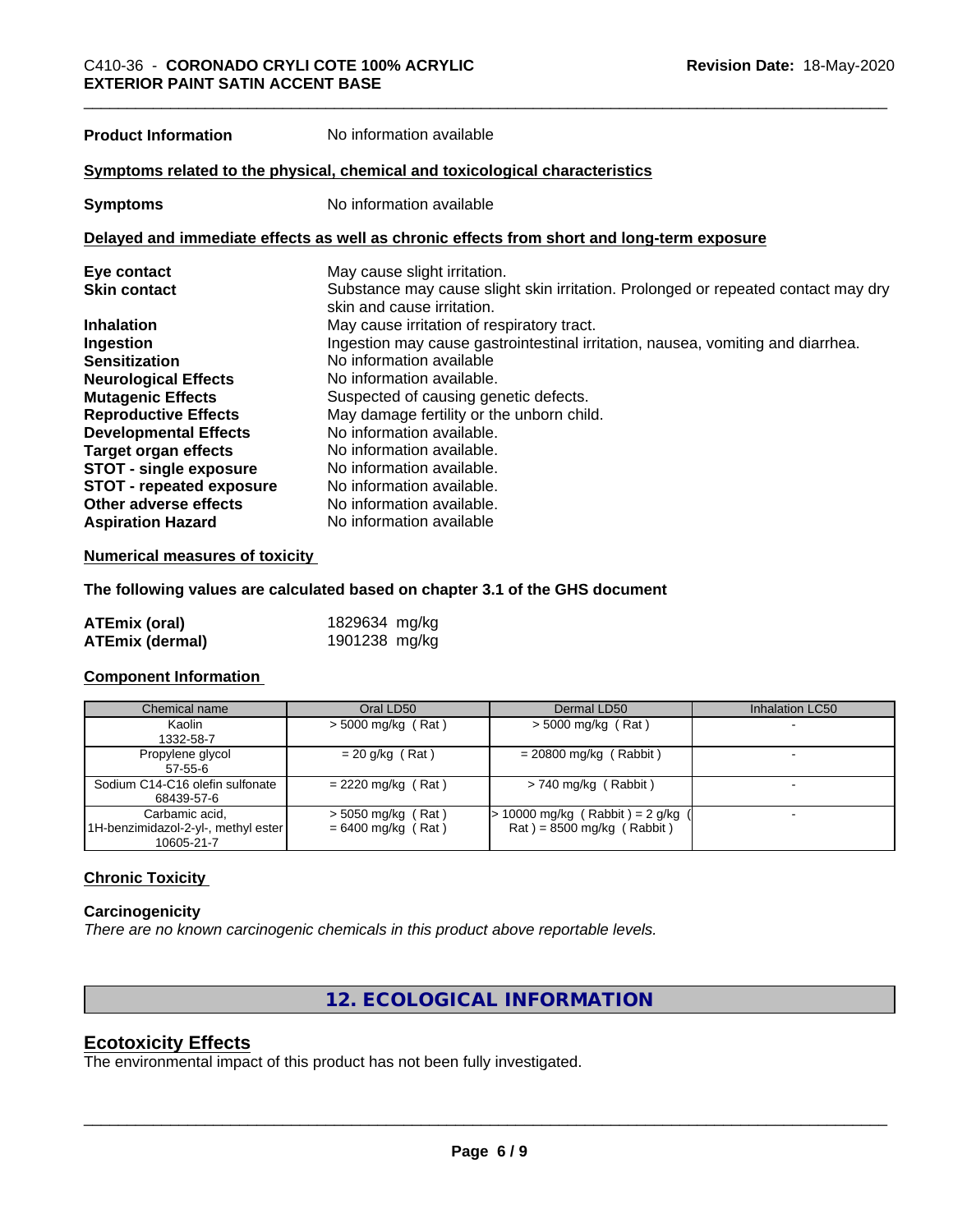**Product Information** No information available

**Symptoms related to the physical, chemical and toxicological characteristics**

**Symptoms** No information available

**Delayed and immediate effects as well as chronic effects from short and long-term exposure**

| | |
|---|---|
| **Eye contact** | May cause slight irritation. |
| **Skin contact** | Substance may cause slight skin irritation. Prolonged or repeated contact may dry skin and cause irritation. |
| **Inhalation** | May cause irritation of respiratory tract. |
| **Ingestion** | Ingestion may cause gastrointestinal irritation, nausea, vomiting and diarrhea. |
| **Sensitization** | No information available |
| **Neurological Effects** | No information available. |
| **Mutagenic Effects** | Suspected of causing genetic defects. |
| **Reproductive Effects** | May damage fertility or the unborn child. |
| **Developmental Effects** | No information available. |
| **Target organ effects** | No information available. |
| **STOT - single exposure** | No information available. |
| **STOT - repeated exposure** | No information available. |
| **Other adverse effects** | No information available. |
| **Aspiration Hazard** | No information available |

**Numerical measures of toxicity**

**The following values are calculated based on chapter 3.1 of the GHS document**

| | |
|---|---|
| **ATEmix (oral)** | 1829634 mg/kg |
| **ATEmix (dermal)** | 1901238 mg/kg |

**Component Information**

| Chemical name | Oral LD50 | Dermal LD50 | Inhalation LC50 |
|---|---|---|---|
| Kaolin<br>1332-58-7 | > 5000 mg/kg ( Rat ) | > 5000 mg/kg ( Rat ) | - |
| Propylene glycol<br>57-55-6 | = 20 g/kg ( Rat ) | = 20800 mg/kg ( Rabbit ) | - |
| Sodium C14-C16 olefin sulfonate<br>68439-57-6 | = 2220 mg/kg ( Rat ) | > 740 mg/kg ( Rabbit ) | - |
| Carbamic acid, 1H-benzimidazol-2-yl-, methyl ester<br>10605-21-7 | > 5050 mg/kg ( Rat )<br>= 6400 mg/kg ( Rat ) | > 10000 mg/kg ( Rabbit ) = 2 g/kg ( Rat ) = 8500 mg/kg ( Rabbit ) | - |

**Chronic Toxicity**

**Carcinogenicity**

*There are no known carcinogenic chemicals in this product above reportable levels.*

## 12. ECOLOGICAL INFORMATION

## Ecotoxicity Effects

The environmental impact of this product has not been fully investigated.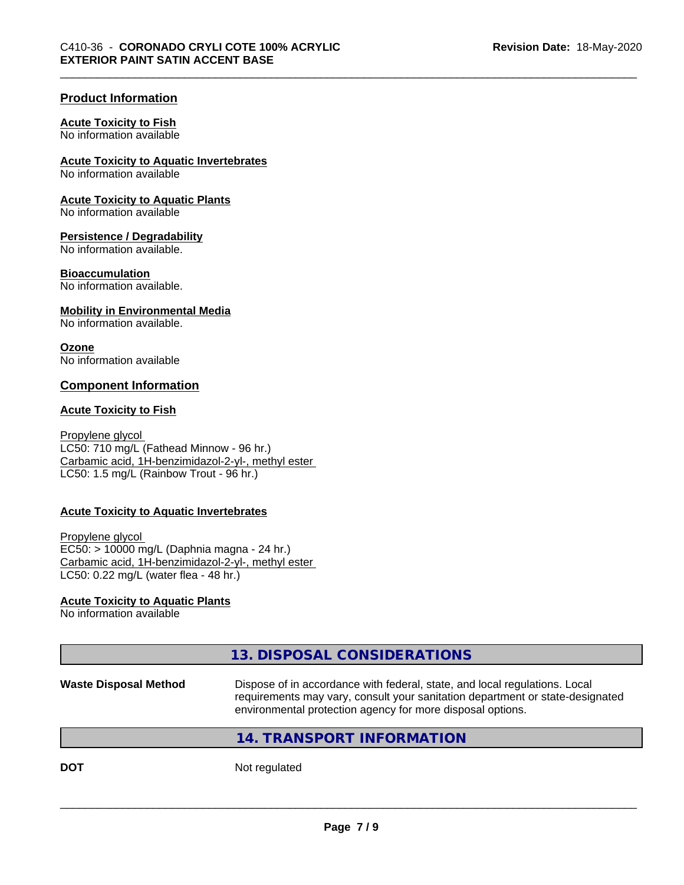## Product Information

**Acute Toxicity to Fish**
No information available

**Acute Toxicity to Aquatic Invertebrates**
No information available

**Acute Toxicity to Aquatic Plants**
No information available

**Persistence / Degradability**
No information available.

**Bioaccumulation**
No information available.

**Mobility in Environmental Media**
No information available.

**Ozone**
No information available

## Component Information

**Acute Toxicity to Fish**

Propylene glycol
LC50: 710 mg/L (Fathead Minnow - 96 hr.)
Carbamic acid, 1H-benzimidazol-2-yl-, methyl ester
LC50: 1.5 mg/L (Rainbow Trout - 96 hr.)

**Acute Toxicity to Aquatic Invertebrates**

Propylene glycol
EC50: > 10000 mg/L (Daphnia magna - 24 hr.)
Carbamic acid, 1H-benzimidazol-2-yl-, methyl ester
LC50: 0.22 mg/L (water flea - 48 hr.)

**Acute Toxicity to Aquatic Plants**
No information available

## 13. DISPOSAL CONSIDERATIONS

**Waste Disposal Method** Dispose of in accordance with federal, state, and local regulations. Local requirements may vary, consult your sanitation department or state-designated environmental protection agency for more disposal options.

## 14. TRANSPORT INFORMATION

**DOT** Not regulated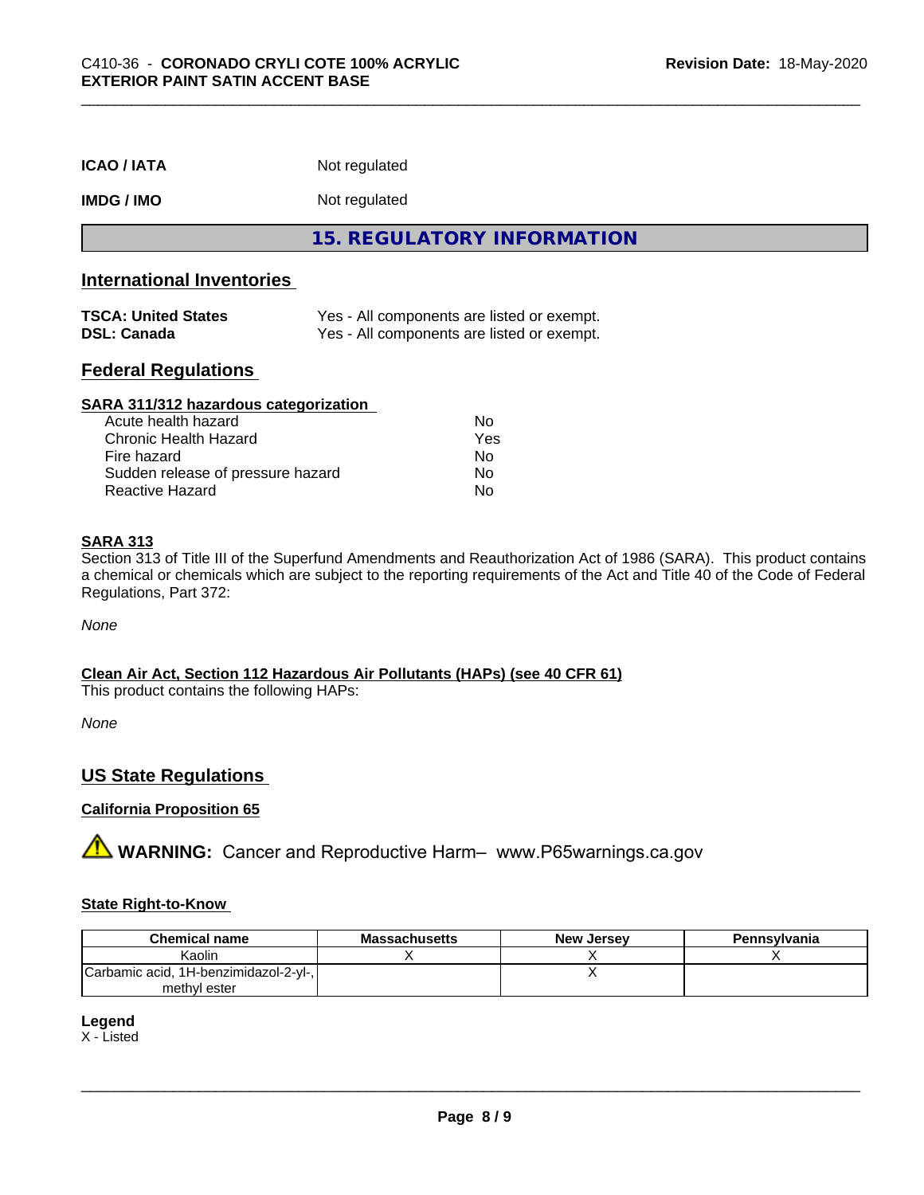| | |
|---|---|
| **ICAO / IATA** | Not regulated |
| **IMDG / IMO** | Not regulated |

## 15. REGULATORY INFORMATION

### International Inventories

| | |
|---|---|
| **TSCA: United States** | Yes - All components are listed or exempt. |
| **DSL: Canada** | Yes - All components are listed or exempt. |

### Federal Regulations

**SARA 311/312 hazardous categorization**

| | |
|---|---|
| Acute health hazard | No |
| Chronic Health Hazard | Yes |
| Fire hazard | No |
| Sudden release of pressure hazard | No |
| Reactive Hazard | No |

**SARA 313**

Section 313 of Title III of the Superfund Amendments and Reauthorization Act of 1986 (SARA). This product contains a chemical or chemicals which are subject to the reporting requirements of the Act and Title 40 of the Code of Federal Regulations, Part 372:

*None*

**Clean Air Act, Section 112 Hazardous Air Pollutants (HAPs) (see 40 CFR 61)**

This product contains the following HAPs:

*None*

### US State Regulations

**California Proposition 65**

⚠ **WARNING:** Cancer and Reproductive Harm– www.P65warnings.ca.gov

**State Right-to-Know**

| Chemical name | Massachusetts | New Jersey | Pennsylvania |
|---|---|---|---|
| Kaolin | X | X | X |
| Carbamic acid, 1H-benzimidazol-2-yl-, methyl ester | | X | |

**Legend**

X - Listed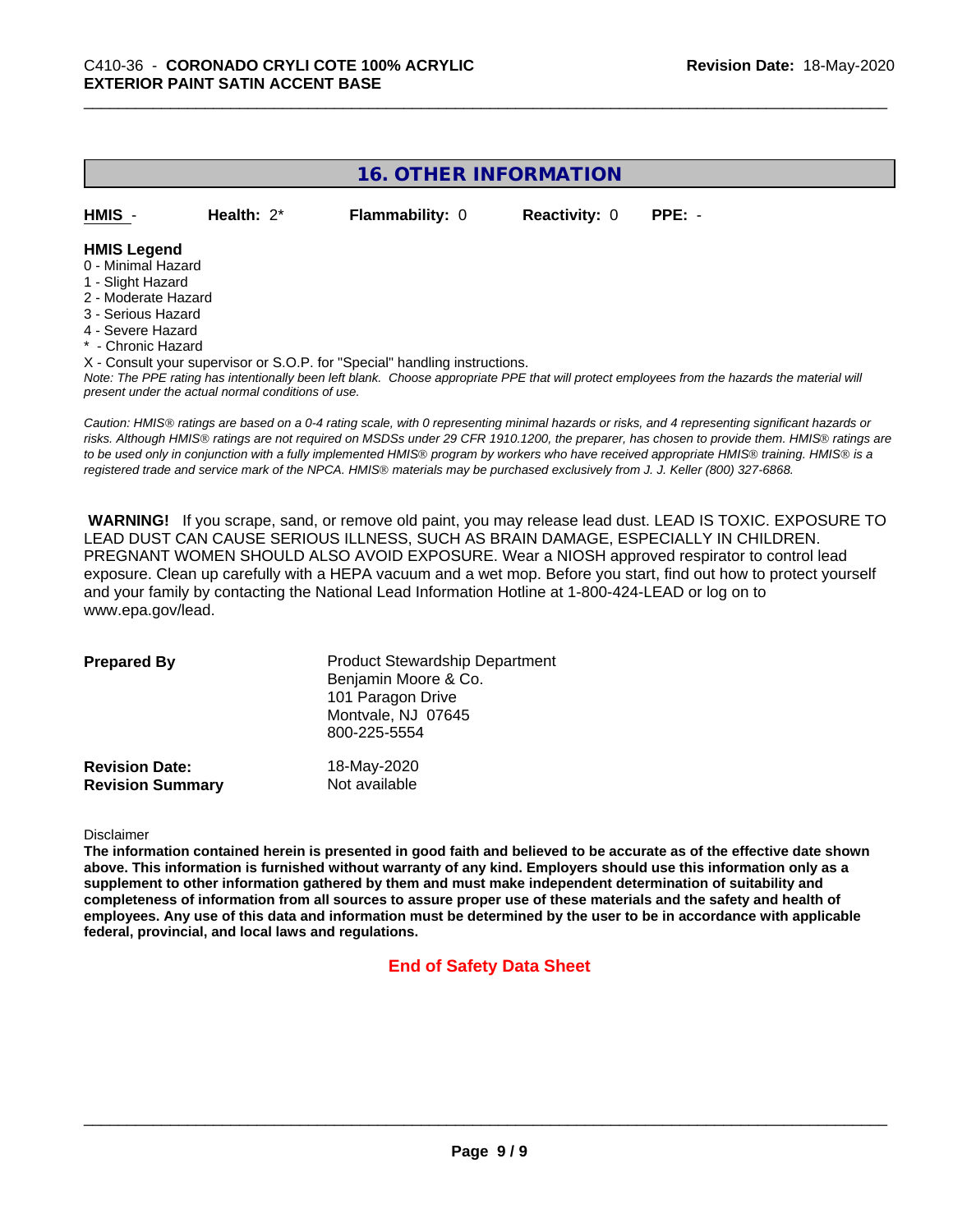## 16. OTHER INFORMATION

| HMIS - | Health: 2* | Flammability: 0 | Reactivity: 0 | PPE: - |
|---|---|---|---|---|

**HMIS Legend**

0 - Minimal Hazard
1 - Slight Hazard
2 - Moderate Hazard
3 - Serious Hazard
4 - Severe Hazard
* - Chronic Hazard
X - Consult your supervisor or S.O.P. for "Special" handling instructions.

*Note: The PPE rating has intentionally been left blank. Choose appropriate PPE that will protect employees from the hazards the material will present under the actual normal conditions of use.*

*Caution: HMIS® ratings are based on a 0-4 rating scale, with 0 representing minimal hazards or risks, and 4 representing significant hazards or risks. Although HMIS® ratings are not required on MSDSs under 29 CFR 1910.1200, the preparer, has chosen to provide them. HMIS® ratings are to be used only in conjunction with a fully implemented HMIS® program by workers who have received appropriate HMIS® training. HMIS® is a registered trade and service mark of the NPCA. HMIS® materials may be purchased exclusively from J. J. Keller (800) 327-6868.*

**WARNING!** If you scrape, sand, or remove old paint, you may release lead dust. LEAD IS TOXIC. EXPOSURE TO LEAD DUST CAN CAUSE SERIOUS ILLNESS, SUCH AS BRAIN DAMAGE, ESPECIALLY IN CHILDREN. PREGNANT WOMEN SHOULD ALSO AVOID EXPOSURE. Wear a NIOSH approved respirator to control lead exposure. Clean up carefully with a HEPA vacuum and a wet mop. Before you start, find out how to protect yourself and your family by contacting the National Lead Information Hotline at 1-800-424-LEAD or log on to www.epa.gov/lead.

| | |
|---|---|
| **Prepared By** | Product Stewardship Department<br>Benjamin Moore & Co.<br>101 Paragon Drive<br>Montvale, NJ 07645<br>800-225-5554 |
| **Revision Date:** | 18-May-2020 |
| **Revision Summary** | Not available |

Disclaimer

**The information contained herein is presented in good faith and believed to be accurate as of the effective date shown above. This information is furnished without warranty of any kind. Employers should use this information only as a supplement to other information gathered by them and must make independent determination of suitability and completeness of information from all sources to assure proper use of these materials and the safety and health of employees. Any use of this data and information must be determined by the user to be in accordance with applicable federal, provincial, and local laws and regulations.**

**End of Safety Data Sheet**